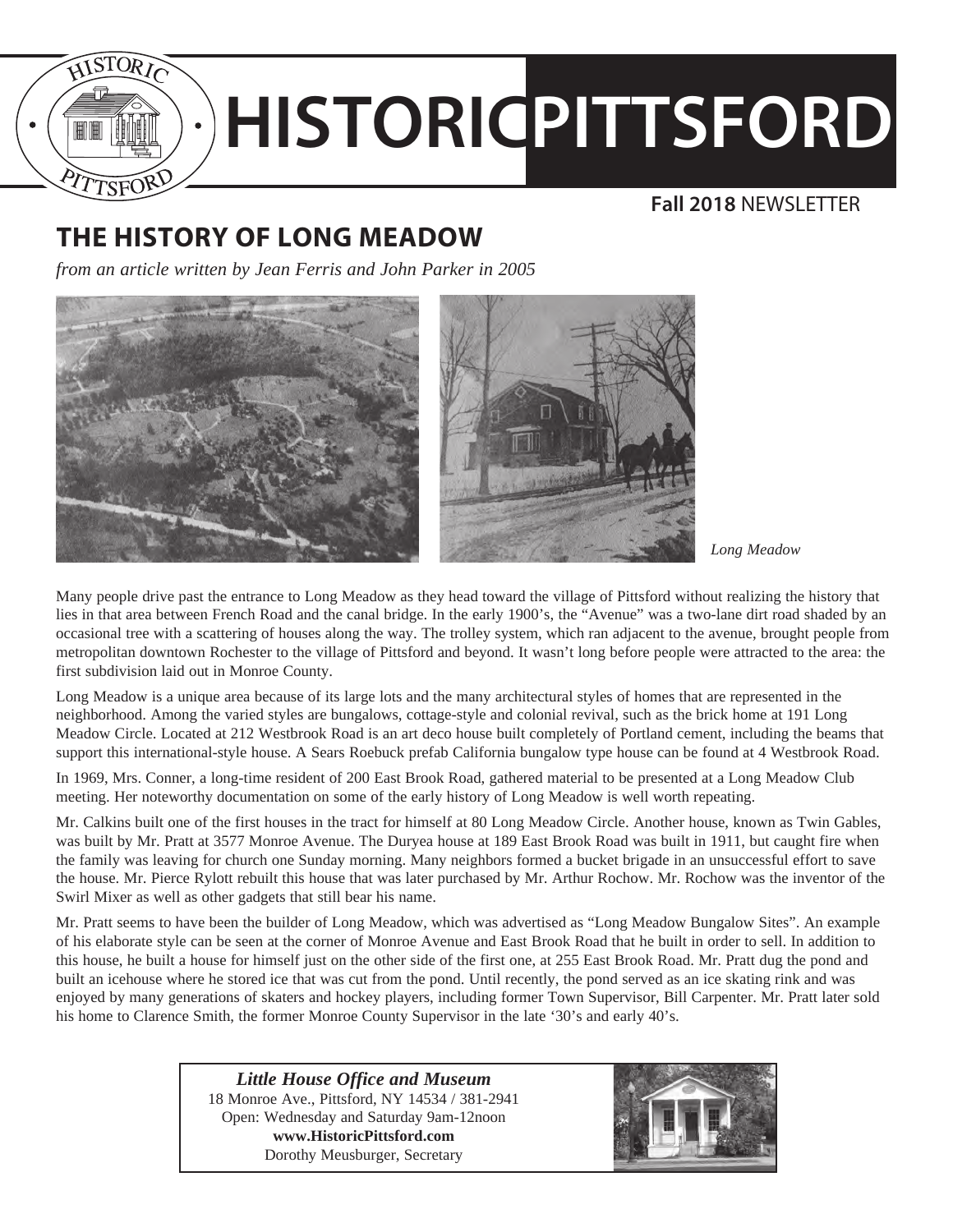# HISTORIC PITTSFORD

**Fall 2018** NEWSLETTER

## THE HISTORY OF LONG MEADOW

*from an article written by Jean Ferris and John Parker in 2005*

*Long Meadow*

Many people drive past the entrance to Long Meadow as they head toward the village of Pittsford without realizing the history that lies in that area between French Road and the canal bridge. In the early 1900's, the "Avenue" was a two-lane dirt road shaded by an occasional tree with a scattering of houses along the way. The trolley system, which ran adjacent to the avenue, brought people from metropolitan downtown Rochester to the village of Pittsford and beyond. It wasn't long before people were attracted to the area: the first subdivision laid out in Monroe County.

Long Meadow is a unique area because of its large lots and the many architectural styles of homes that are represented in the neighborhood. Among the varied styles are bungalows, cottage-style and colonial revival, such as the brick home at 191 Long Meadow Circle. Located at 212 Westbrook Road is an art deco house built completely of Portland cement, including the beams that support this international-style house. A Sears Roebuck prefab California bungalow type house can be found at 4 Westbrook Road.

In 1969, Mrs. Conner, a long-time resident of 200 East Brook Road, gathered material to be presented at a Long Meadow Club meeting. Her noteworthy documentation on some of the early history of Long Meadow is well worth repeating.

Mr. Calkins built one of the first houses in the tract for himself at 80 Long Meadow Circle. Another house, known as Twin Gables, was built by Mr. Pratt at 3577 Monroe Avenue. The Duryea house at 189 East Brook Road was built in 1911, but caught fire when the family was leaving for church one Sunday morning. Many neighbors formed a bucket brigade in an unsuccessful effort to save the house. Mr. Pierce Rylott rebuilt this house that was later purchased by Mr. Arthur Rochow. Mr. Rochow was the inventor of the Swirl Mixer as well as other gadgets that still bear his name.

Mr. Pratt seems to have been the builder of Long Meadow, which was advertised as "Long Meadow Bungalow Sites". An example of his elaborate style can be seen at the corner of Monroe Avenue and East Brook Road that he built in order to sell. In addition to this house, he built a house for himself just on the other side of the first one, at 255 East Brook Road. Mr. Pratt dug the pond and built an icehouse where he stored ice that was cut from the pond. Until recently, the pond served as an ice skating rink and was enjoyed by many generations of skaters and hockey players, including former Town Supervisor, Bill Carpenter. Mr. Pratt later sold his home to Clarence Smith, the former Monroe County Supervisor in the late '30's and early 40's.

***Little House Office and Museum***
18 Monroe Ave., Pittsford, NY 14534 / 381-2941
Open: Wednesday and Saturday 9am-12noon
**www.HistoricPittsford.com**
Dorothy Meusburger, Secretary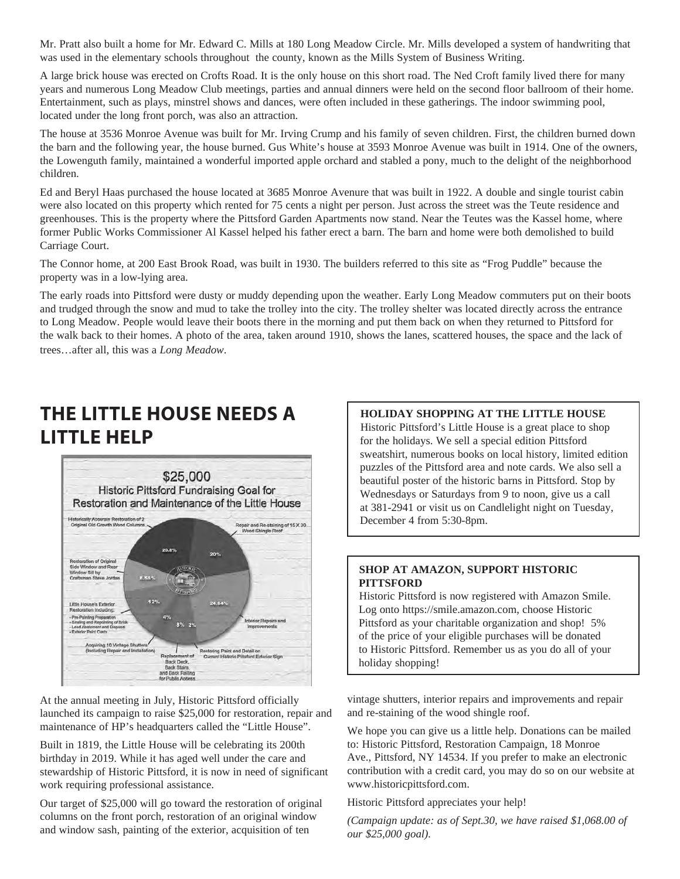Mr. Pratt also built a home for Mr. Edward C. Mills at 180 Long Meadow Circle. Mr. Mills developed a system of handwriting that was used in the elementary schools throughout the county, known as the Mills System of Business Writing.

A large brick house was erected on Crofts Road. It is the only house on this short road. The Ned Croft family lived there for many years and numerous Long Meadow Club meetings, parties and annual dinners were held on the second floor ballroom of their home. Entertainment, such as plays, minstrel shows and dances, were often included in these gatherings. The indoor swimming pool, located under the long front porch, was also an attraction.

The house at 3536 Monroe Avenue was built for Mr. Irving Crump and his family of seven children. First, the children burned down the barn and the following year, the house burned. Gus White's house at 3593 Monroe Avenue was built in 1914. One of the owners, the Lowenguth family, maintained a wonderful imported apple orchard and stabled a pony, much to the delight of the neighborhood children.

Ed and Beryl Haas purchased the house located at 3685 Monroe Avenure that was built in 1922. A double and single tourist cabin were also located on this property which rented for 75 cents a night per person. Just across the street was the Teute residence and greenhouses. This is the property where the Pittsford Garden Apartments now stand. Near the Teutes was the Kassel home, where former Public Works Commissioner Al Kassel helped his father erect a barn. The barn and home were both demolished to build Carriage Court.

The Connor home, at 200 East Brook Road, was built in 1930. The builders referred to this site as "Frog Puddle" because the property was in a low-lying area.

The early roads into Pittsford were dusty or muddy depending upon the weather. Early Long Meadow commuters put on their boots and trudged through the snow and mud to take the trolley into the city. The trolley shelter was located directly across the entrance to Long Meadow. People would leave their boots there in the morning and put them back on when they returned to Pittsford for the walk back to their homes. A photo of the area, taken around 1910, shows the lanes, scattered houses, the space and the lack of trees…after all, this was a *Long Meadow*.

## THE LITTLE HOUSE NEEDS A LITTLE HELP

$25,000
Historic Pittsford Fundraising Goal for Restoration and Maintenance of the Little House

- Historically Accurate Restoration of 2 Original Old Growth Wood Columns – 20.8%
- Repair and Re-staining of 15 X 30 Wood Shingle Roof – 20%
- Interior Repairs and Improvements – 24.64%
- Restoring Paint and Detail on Current Historic Pittsford Exterior Sign – 2%
- Replacement of Back Deck, Back Stairs, and Back Railing for Public Access – 8%
- Acquiring 10 Vintage Shutters (Including Repair and Installation) – 4%
- Little House's Exterior Restoration Including: Pre-Painting Preparation; Sealing and Repointing of Brick; Lead Abatement and Disposal; Exterior Paint Coats – 12%
- Restoration of Original Side Window and Rear Window Sill by Craftsman Steve Jordan – 8.56%

At the annual meeting in July, Historic Pittsford officially launched its campaign to raise $25,000 for restoration, repair and maintenance of HP's headquarters called the "Little House".

Built in 1819, the Little House will be celebrating its 200th birthday in 2019. While it has aged well under the care and stewardship of Historic Pittsford, it is now in need of significant work requiring professional assistance.

Our target of $25,000 will go toward the restoration of original columns on the front porch, restoration of an original window and window sash, painting of the exterior, acquisition of ten vintage shutters, interior repairs and improvements and repair and re-staining of the wood shingle roof.

We hope you can give us a little help. Donations can be mailed to: Historic Pittsford, Restoration Campaign, 18 Monroe Ave., Pittsford, NY 14534. If you prefer to make an electronic contribution with a credit card, you may do so on our website at www.historicpittsford.com.

Historic Pittsford appreciates your help!

*(Campaign update: as of Sept.30, we have raised $1,068.00 of our $25,000 goal).*

**HOLIDAY SHOPPING AT THE LITTLE HOUSE**

Historic Pittsford's Little House is a great place to shop for the holidays. We sell a special edition Pittsford sweatshirt, numerous books on local history, limited edition puzzles of the Pittsford area and note cards. We also sell a beautiful poster of the historic barns in Pittsford. Stop by Wednesdays or Saturdays from 9 to noon, give us a call at 381-2941 or visit us on Candlelight night on Tuesday, December 4 from 5:30-8pm.

**SHOP AT AMAZON, SUPPORT HISTORIC PITTSFORD**

Historic Pittsford is now registered with Amazon Smile. Log onto https://smile.amazon.com, choose Historic Pittsford as your charitable organization and shop! 5% of the price of your eligible purchases will be donated to Historic Pittsford. Remember us as you do all of your holiday shopping!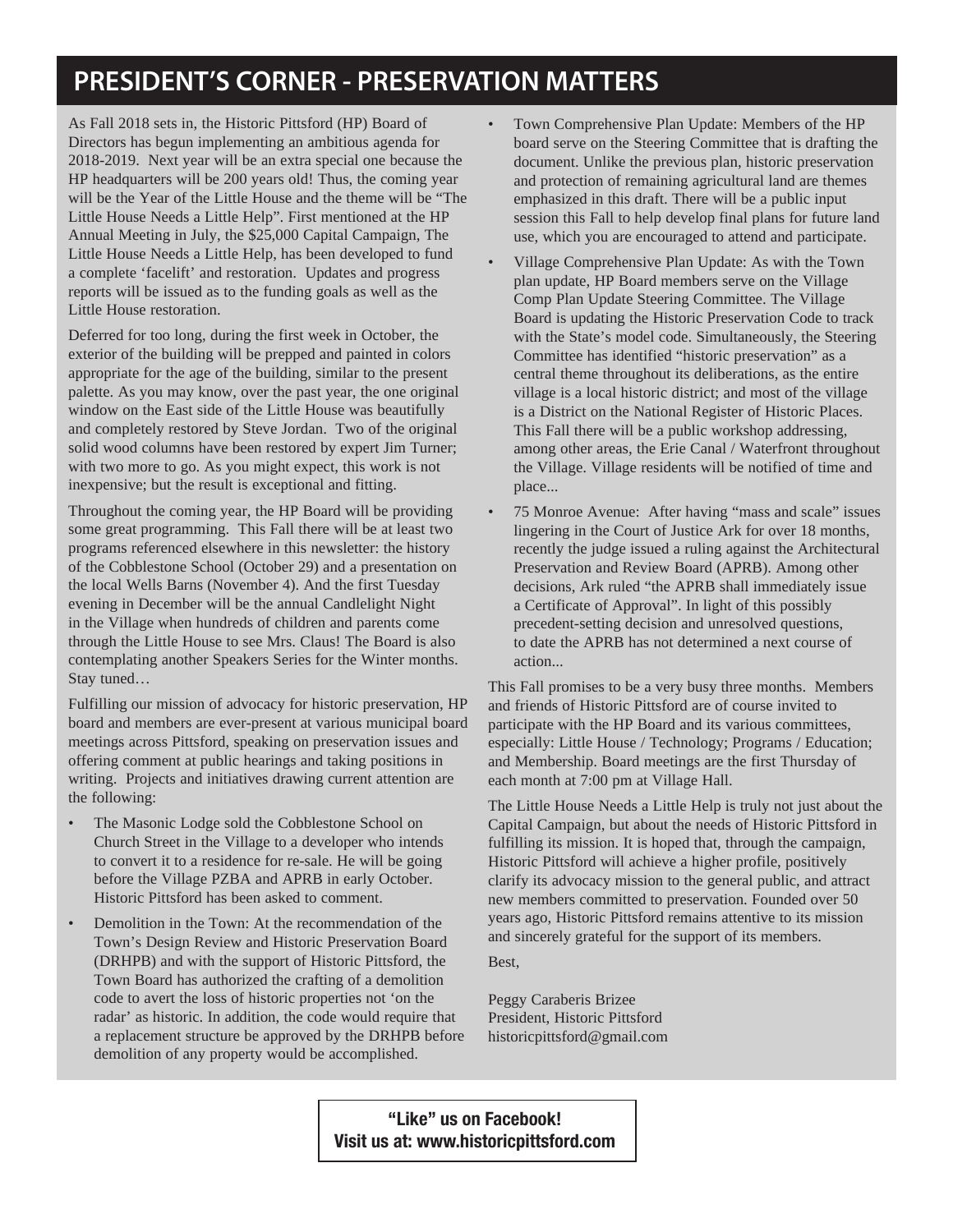# PRESIDENT'S CORNER - PRESERVATION MATTERS

As Fall 2018 sets in, the Historic Pittsford (HP) Board of Directors has begun implementing an ambitious agenda for 2018-2019. Next year will be an extra special one because the HP headquarters will be 200 years old! Thus, the coming year will be the Year of the Little House and the theme will be "The Little House Needs a Little Help". First mentioned at the HP Annual Meeting in July, the $25,000 Capital Campaign, The Little House Needs a Little Help, has been developed to fund a complete 'facelift' and restoration. Updates and progress reports will be issued as to the funding goals as well as the Little House restoration.

Deferred for too long, during the first week in October, the exterior of the building will be prepped and painted in colors appropriate for the age of the building, similar to the present palette. As you may know, over the past year, the one original window on the East side of the Little House was beautifully and completely restored by Steve Jordan. Two of the original solid wood columns have been restored by expert Jim Turner; with two more to go. As you might expect, this work is not inexpensive; but the result is exceptional and fitting.

Throughout the coming year, the HP Board will be providing some great programming. This Fall there will be at least two programs referenced elsewhere in this newsletter: the history of the Cobblestone School (October 29) and a presentation on the local Wells Barns (November 4). And the first Tuesday evening in December will be the annual Candlelight Night in the Village when hundreds of children and parents come through the Little House to see Mrs. Claus! The Board is also contemplating another Speakers Series for the Winter months. Stay tuned…

Fulfilling our mission of advocacy for historic preservation, HP board and members are ever-present at various municipal board meetings across Pittsford, speaking on preservation issues and offering comment at public hearings and taking positions in writing. Projects and initiatives drawing current attention are the following:

- The Masonic Lodge sold the Cobblestone School on Church Street in the Village to a developer who intends to convert it to a residence for re-sale. He will be going before the Village PZBA and APRB in early October. Historic Pittsford has been asked to comment.
- Demolition in the Town: At the recommendation of the Town's Design Review and Historic Preservation Board (DRHPB) and with the support of Historic Pittsford, the Town Board has authorized the crafting of a demolition code to avert the loss of historic properties not 'on the radar' as historic. In addition, the code would require that a replacement structure be approved by the DRHPB before demolition of any property would be accomplished.
- Town Comprehensive Plan Update: Members of the HP board serve on the Steering Committee that is drafting the document. Unlike the previous plan, historic preservation and protection of remaining agricultural land are themes emphasized in this draft. There will be a public input session this Fall to help develop final plans for future land use, which you are encouraged to attend and participate.
- Village Comprehensive Plan Update: As with the Town plan update, HP Board members serve on the Village Comp Plan Update Steering Committee. The Village Board is updating the Historic Preservation Code to track with the State's model code. Simultaneously, the Steering Committee has identified "historic preservation" as a central theme throughout its deliberations, as the entire village is a local historic district; and most of the village is a District on the National Register of Historic Places. This Fall there will be a public workshop addressing, among other areas, the Erie Canal / Waterfront throughout the Village. Village residents will be notified of time and place...
- 75 Monroe Avenue: After having "mass and scale" issues lingering in the Court of Justice Ark for over 18 months, recently the judge issued a ruling against the Architectural Preservation and Review Board (APRB). Among other decisions, Ark ruled "the APRB shall immediately issue a Certificate of Approval". In light of this possibly precedent-setting decision and unresolved questions, to date the APRB has not determined a next course of action...

This Fall promises to be a very busy three months. Members and friends of Historic Pittsford are of course invited to participate with the HP Board and its various committees, especially: Little House / Technology; Programs / Education; and Membership. Board meetings are the first Thursday of each month at 7:00 pm at Village Hall.

The Little House Needs a Little Help is truly not just about the Capital Campaign, but about the needs of Historic Pittsford in fulfilling its mission. It is hoped that, through the campaign, Historic Pittsford will achieve a higher profile, positively clarify its advocacy mission to the general public, and attract new members committed to preservation. Founded over 50 years ago, Historic Pittsford remains attentive to its mission and sincerely grateful for the support of its members.

Best,

Peggy Caraberis Brizee
President, Historic Pittsford
historicpittsford@gmail.com

**"Like" us on Facebook!**
**Visit us at: www.historicpittsford.com**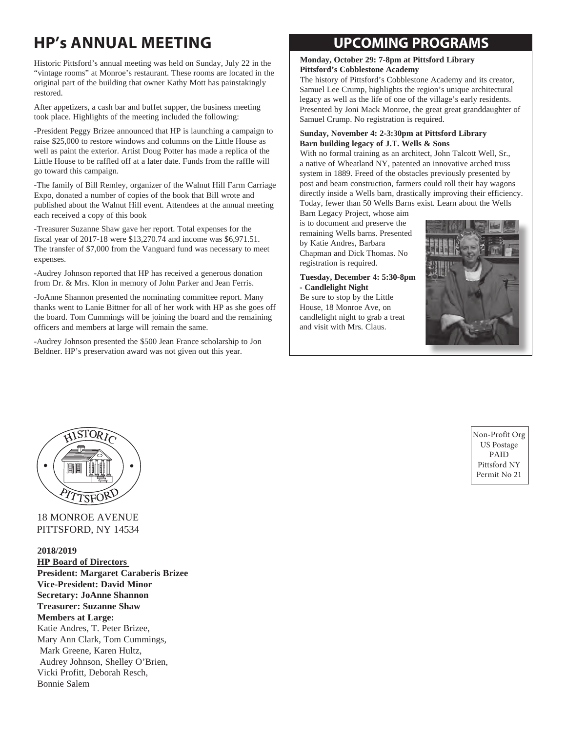## HP's ANNUAL MEETING

Historic Pittsford's annual meeting was held on Sunday, July 22 in the "vintage rooms" at Monroe's restaurant. These rooms are located in the original part of the building that owner Kathy Mott has painstakingly restored.

After appetizers, a cash bar and buffet supper, the business meeting took place. Highlights of the meeting included the following:

-President Peggy Brizee announced that HP is launching a campaign to raise $25,000 to restore windows and columns on the Little House as well as paint the exterior. Artist Doug Potter has made a replica of the Little House to be raffled off at a later date. Funds from the raffle will go toward this campaign.

-The family of Bill Remley, organizer of the Walnut Hill Farm Carriage Expo, donated a number of copies of the book that Bill wrote and published about the Walnut Hill event. Attendees at the annual meeting each received a copy of this book

-Treasurer Suzanne Shaw gave her report. Total expenses for the fiscal year of 2017-18 were $13,270.74 and income was $6,971.51. The transfer of $7,000 from the Vanguard fund was necessary to meet expenses.

-Audrey Johnson reported that HP has received a generous donation from Dr. & Mrs. Klon in memory of John Parker and Jean Ferris.

-JoAnne Shannon presented the nominating committee report. Many thanks went to Lanie Bittner for all of her work with HP as she goes off the board. Tom Cummings will be joining the board and the remaining officers and members at large will remain the same.

-Audrey Johnson presented the $500 Jean France scholarship to Jon Beldner. HP's preservation award was not given out this year.

## UPCOMING PROGRAMS

**Monday, October 29: 7-8pm at Pittsford Library**
**Pittsford's Cobblestone Academy**

The history of Pittsford's Cobblestone Academy and its creator, Samuel Lee Crump, highlights the region's unique architectural legacy as well as the life of one of the village's early residents. Presented by Joni Mack Monroe, the great great granddaughter of Samuel Crump. No registration is required.

**Sunday, November 4: 2-3:30pm at Pittsford Library**
**Barn building legacy of J.T. Wells & Sons**

With no formal training as an architect, John Talcott Well, Sr., a native of Wheatland NY, patented an innovative arched truss system in 1889. Freed of the obstacles previously presented by post and beam construction, farmers could roll their hay wagons directly inside a Wells barn, drastically improving their efficiency. Today, fewer than 50 Wells Barns exist. Learn about the Wells Barn Legacy Project, whose aim is to document and preserve the remaining Wells barns. Presented by Katie Andres, Barbara Chapman and Dick Thomas. No registration is required.

**Tuesday, December 4: 5:30-8pm - Candlelight Night**

Be sure to stop by the Little House, 18 Monroe Ave, on candlelight night to grab a treat and visit with Mrs. Claus.

HISTORIC PITTSFORD

18 MONROE AVENUE
PITTSFORD, NY 14534

Non-Profit Org
US Postage
PAID
Pittsford NY
Permit No 21

**2018/2019**
**HP Board of Directors**
**President: Margaret Caraberis Brizee**
**Vice-President: David Minor**
**Secretary: JoAnne Shannon**
**Treasurer: Suzanne Shaw**
**Members at Large:**
Katie Andres, T. Peter Brizee, Mary Ann Clark, Tom Cummings, Mark Greene, Karen Hultz, Audrey Johnson, Shelley O'Brien, Vicki Profitt, Deborah Resch, Bonnie Salem